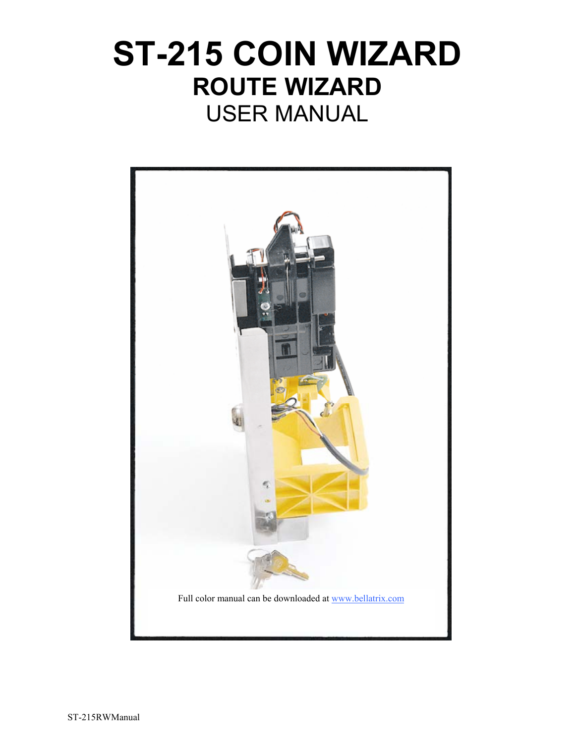# ST-215 COIN WIZARD

## ROUTE WIZARD

USER MANUAL

Full color manual can be downloaded at www.bellatrix.com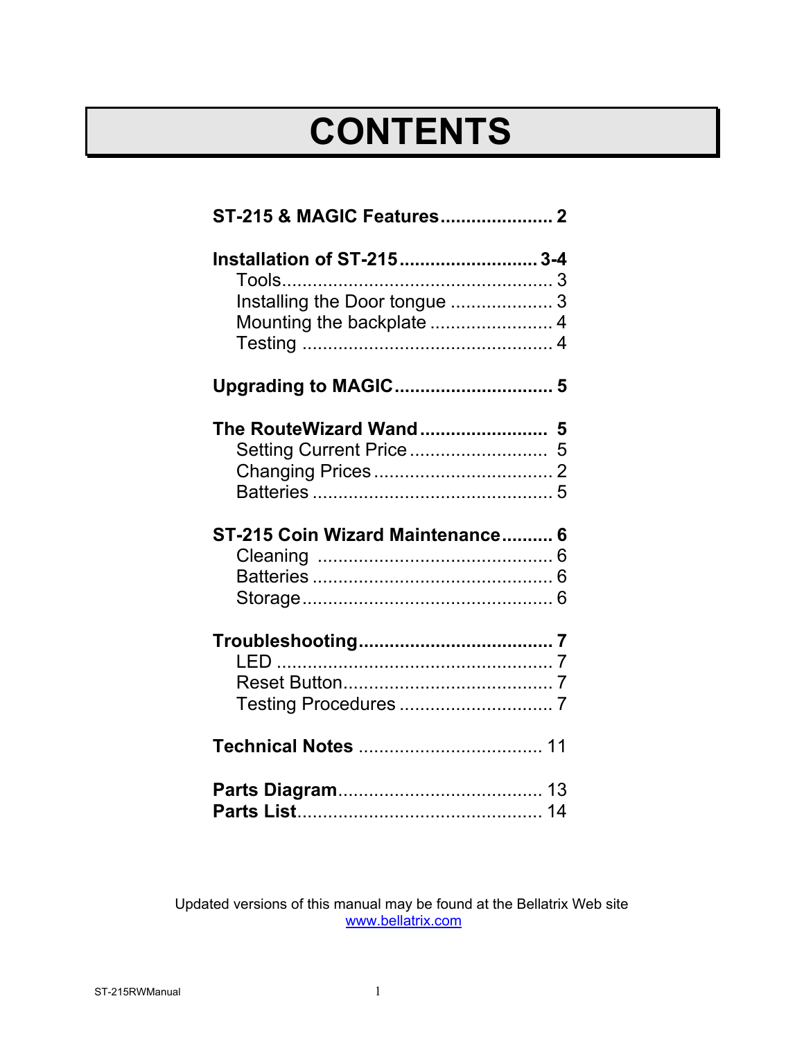# CONTENTS

**ST-215 & MAGIC Features** ...................... **2**

**Installation of ST-215** ........................... **3-4**
- Tools .................................................... 3
- Installing the Door tongue .................... 3
- Mounting the backplate ........................ 4
- Testing ................................................. 4

**Upgrading to MAGIC** ............................... **5**

**The RouteWizard Wand** ......................... **5**
- Setting Current Price ............................ 5
- Changing Prices .................................... 2
- Batteries ............................................... 5

**ST-215 Coin Wizard Maintenance** .......... **6**
- Cleaning .............................................. 6
- Batteries ............................................... 6
- Storage ................................................. 6

**Troubleshooting** ..................................... **7**
- LED ..................................................... 7
- Reset Button ......................................... 7
- Testing Procedures ............................... 7

**Technical Notes** .................................... 11

**Parts Diagram** ........................................ 13
**Parts List** ................................................ 14

Updated versions of this manual may be found at the Bellatrix Web site
www.bellatrix.com

ST-215RWManual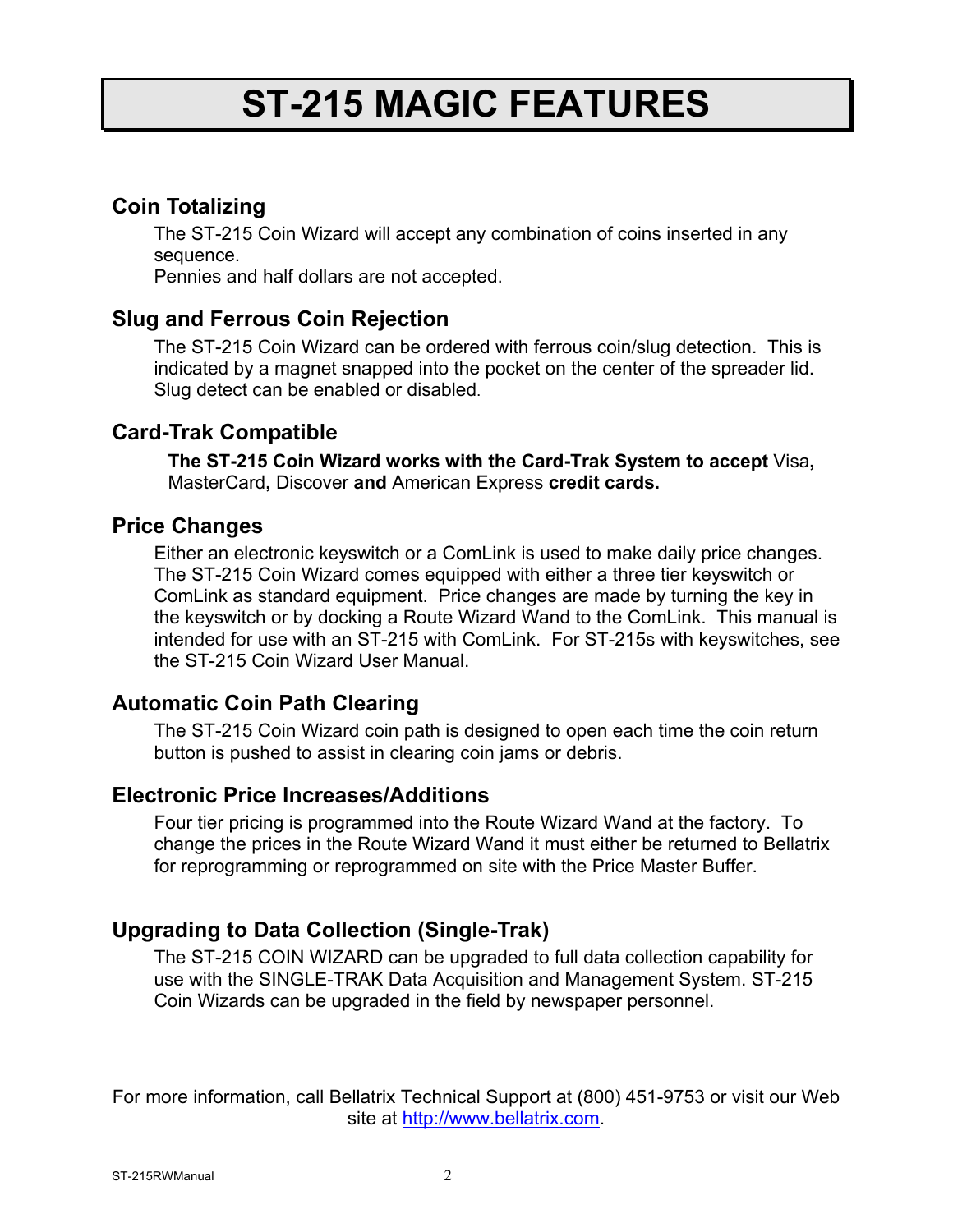# ST-215 MAGIC FEATURES

## Coin Totalizing

The ST-215 Coin Wizard will accept any combination of coins inserted in any sequence.
Pennies and half dollars are not accepted.

## Slug and Ferrous Coin Rejection

The ST-215 Coin Wizard can be ordered with ferrous coin/slug detection. This is indicated by a magnet snapped into the pocket on the center of the spreader lid. Slug detect can be enabled or disabled.

## Card-Trak Compatible

**The ST-215 Coin Wizard works with the Card-Trak System to accept** Visa**,** MasterCard**,** Discover **and** American Express **credit cards.**

## Price Changes

Either an electronic keyswitch or a ComLink is used to make daily price changes. The ST-215 Coin Wizard comes equipped with either a three tier keyswitch or ComLink as standard equipment. Price changes are made by turning the key in the keyswitch or by docking a Route Wizard Wand to the ComLink. This manual is intended for use with an ST-215 with ComLink. For ST-215s with keyswitches, see the ST-215 Coin Wizard User Manual.

## Automatic Coin Path Clearing

The ST-215 Coin Wizard coin path is designed to open each time the coin return button is pushed to assist in clearing coin jams or debris.

## Electronic Price Increases/Additions

Four tier pricing is programmed into the Route Wizard Wand at the factory. To change the prices in the Route Wizard Wand it must either be returned to Bellatrix for reprogramming or reprogrammed on site with the Price Master Buffer.

## Upgrading to Data Collection (Single-Trak)

The ST-215 COIN WIZARD can be upgraded to full data collection capability for use with the SINGLE-TRAK Data Acquisition and Management System. ST-215 Coin Wizards can be upgraded in the field by newspaper personnel.

For more information, call Bellatrix Technical Support at (800) 451-9753 or visit our Web site at http://www.bellatrix.com.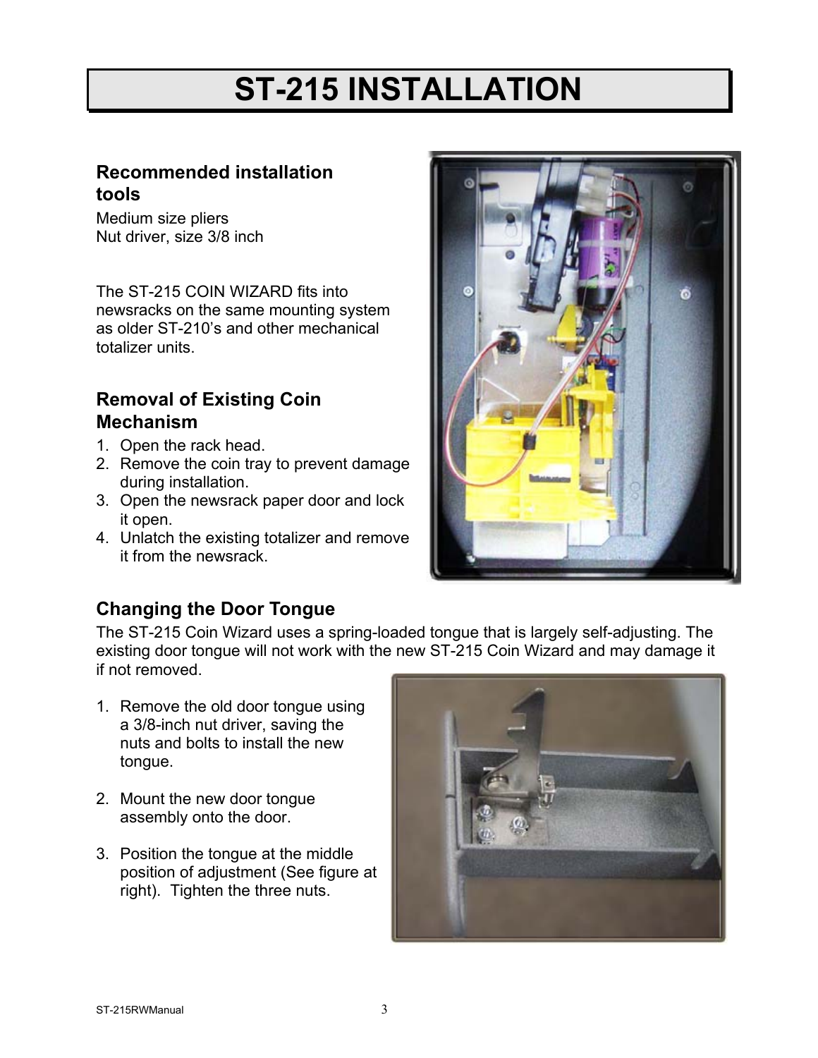# ST-215 INSTALLATION

## Recommended installation tools

Medium size pliers
Nut driver, size 3/8 inch

The ST-215 COIN WIZARD fits into newsracks on the same mounting system as older ST-210's and other mechanical totalizer units.

## Removal of Existing Coin Mechanism

1. Open the rack head.
2. Remove the coin tray to prevent damage during installation.
3. Open the newsrack paper door and lock it open.
4. Unlatch the existing totalizer and remove it from the newsrack.

## Changing the Door Tongue

The ST-215 Coin Wizard uses a spring-loaded tongue that is largely self-adjusting. The existing door tongue will not work with the new ST-215 Coin Wizard and may damage it if not removed.

1. Remove the old door tongue using a 3/8-inch nut driver, saving the nuts and bolts to install the new tongue.

2. Mount the new door tongue assembly onto the door.

3. Position the tongue at the middle position of adjustment (See figure at right). Tighten the three nuts.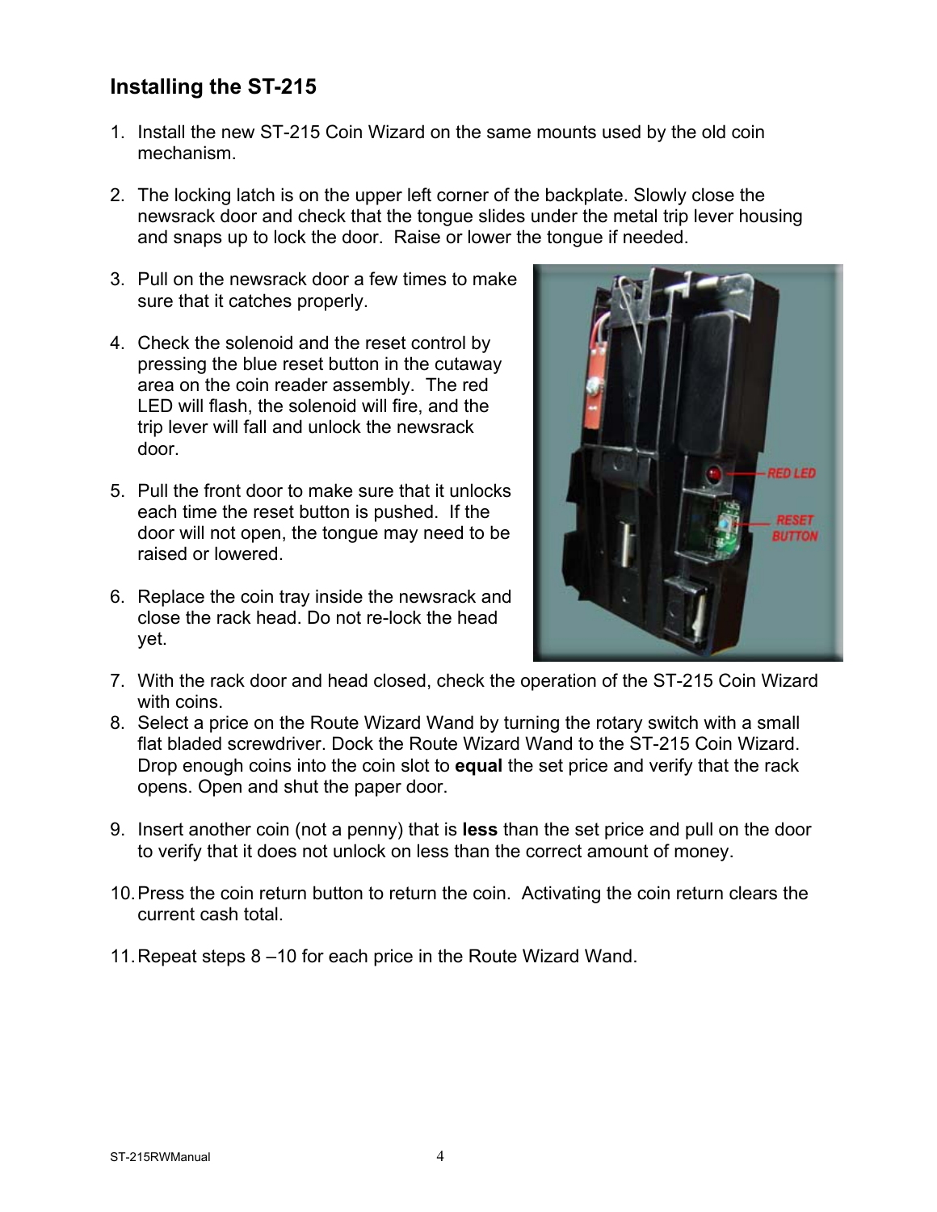## Installing the ST-215

1. Install the new ST-215 Coin Wizard on the same mounts used by the old coin mechanism.

2. The locking latch is on the upper left corner of the backplate. Slowly close the newsrack door and check that the tongue slides under the metal trip lever housing and snaps up to lock the door. Raise or lower the tongue if needed.

3. Pull on the newsrack door a few times to make sure that it catches properly.

4. Check the solenoid and the reset control by pressing the blue reset button in the cutaway area on the coin reader assembly. The red LED will flash, the solenoid will fire, and the trip lever will fall and unlock the newsrack door.

5. Pull the front door to make sure that it unlocks each time the reset button is pushed. If the door will not open, the tongue may need to be raised or lowered.

6. Replace the coin tray inside the newsrack and close the rack head. Do not re-lock the head yet.

7. With the rack door and head closed, check the operation of the ST-215 Coin Wizard with coins.

8. Select a price on the Route Wizard Wand by turning the rotary switch with a small flat bladed screwdriver. Dock the Route Wizard Wand to the ST-215 Coin Wizard. Drop enough coins into the coin slot to **equal** the set price and verify that the rack opens. Open and shut the paper door.

9. Insert another coin (not a penny) that is **less** than the set price and pull on the door to verify that it does not unlock on less than the correct amount of money.

10. Press the coin return button to return the coin. Activating the coin return clears the current cash total.

11. Repeat steps 8 –10 for each price in the Route Wizard Wand.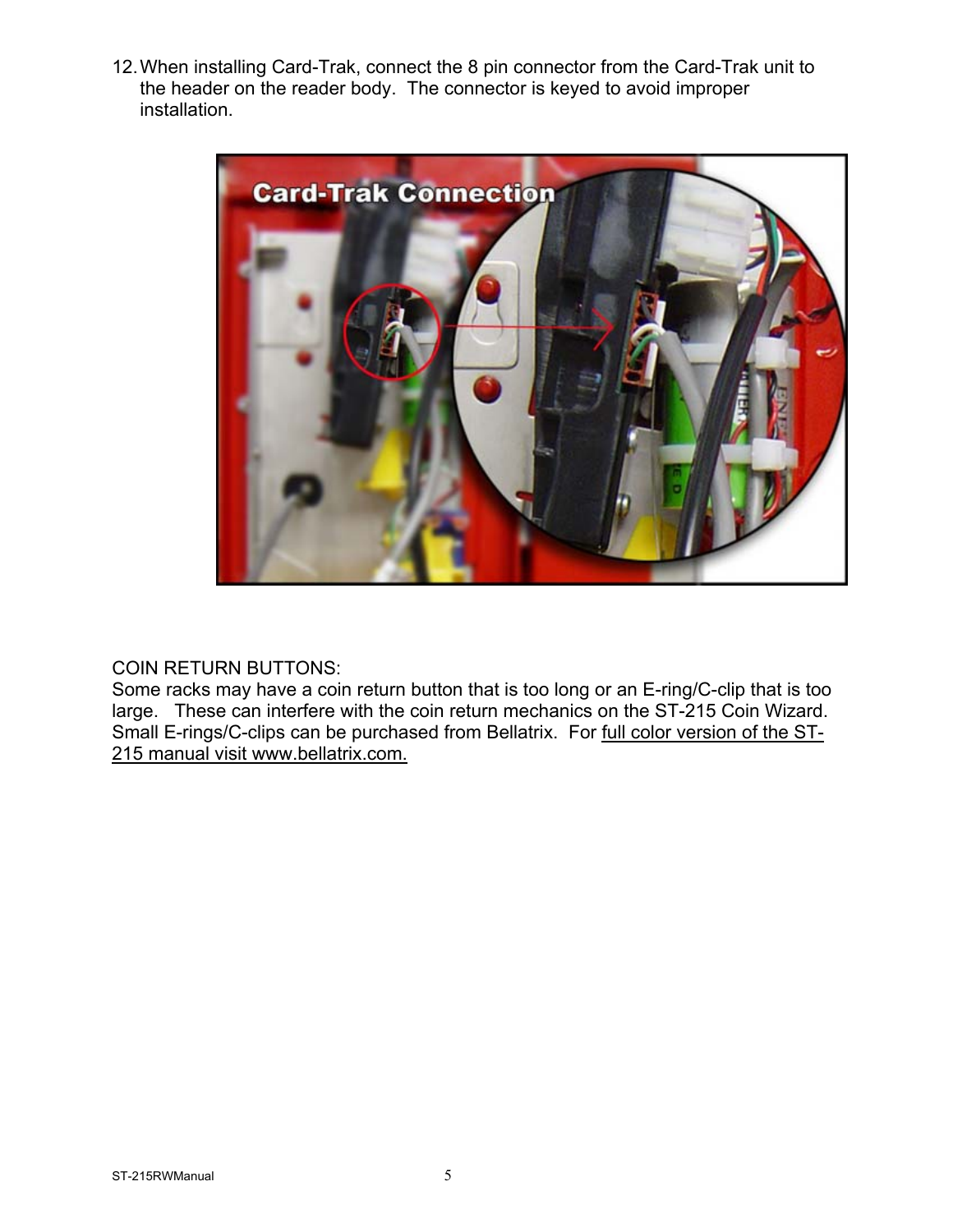12. When installing Card-Trak, connect the 8 pin connector from the Card-Trak unit to the header on the reader body. The connector is keyed to avoid improper installation.

COIN RETURN BUTTONS:
Some racks may have a coin return button that is too long or an E-ring/C-clip that is too large. These can interfere with the coin return mechanics on the ST-215 Coin Wizard. Small E-rings/C-clips can be purchased from Bellatrix. For full color version of the ST-215 manual visit www.bellatrix.com.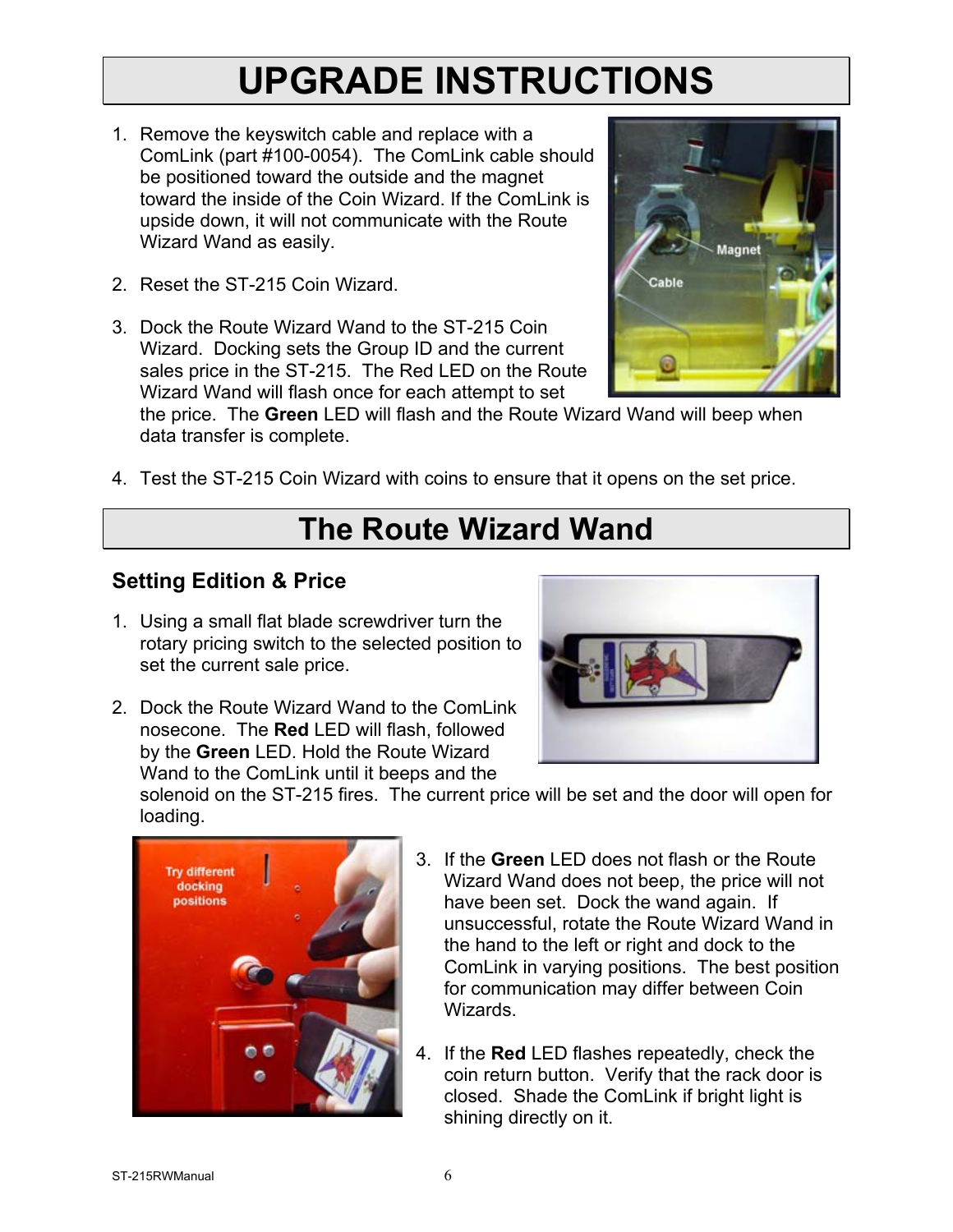# UPGRADE INSTRUCTIONS

1. Remove the keyswitch cable and replace with a ComLink (part #100-0054). The ComLink cable should be positioned toward the outside and the magnet toward the inside of the Coin Wizard. If the ComLink is upside down, it will not communicate with the Route Wizard Wand as easily.

2. Reset the ST-215 Coin Wizard.

3. Dock the Route Wizard Wand to the ST-215 Coin Wizard. Docking sets the Group ID and the current sales price in the ST-215. The Red LED on the Route Wizard Wand will flash once for each attempt to set the price. The **Green** LED will flash and the Route Wizard Wand will beep when data transfer is complete.

4. Test the ST-215 Coin Wizard with coins to ensure that it opens on the set price.

# The Route Wizard Wand

## Setting Edition & Price

1. Using a small flat blade screwdriver turn the rotary pricing switch to the selected position to set the current sale price.

2. Dock the Route Wizard Wand to the ComLink nosecone. The **Red** LED will flash, followed by the **Green** LED. Hold the Route Wizard Wand to the ComLink until it beeps and the solenoid on the ST-215 fires. The current price will be set and the door will open for loading.

3. If the **Green** LED does not flash or the Route Wizard Wand does not beep, the price will not have been set. Dock the wand again. If unsuccessful, rotate the Route Wizard Wand in the hand to the left or right and dock to the ComLink in varying positions. The best position for communication may differ between Coin Wizards.

4. If the **Red** LED flashes repeatedly, check the coin return button. Verify that the rack door is closed. Shade the ComLink if bright light is shining directly on it.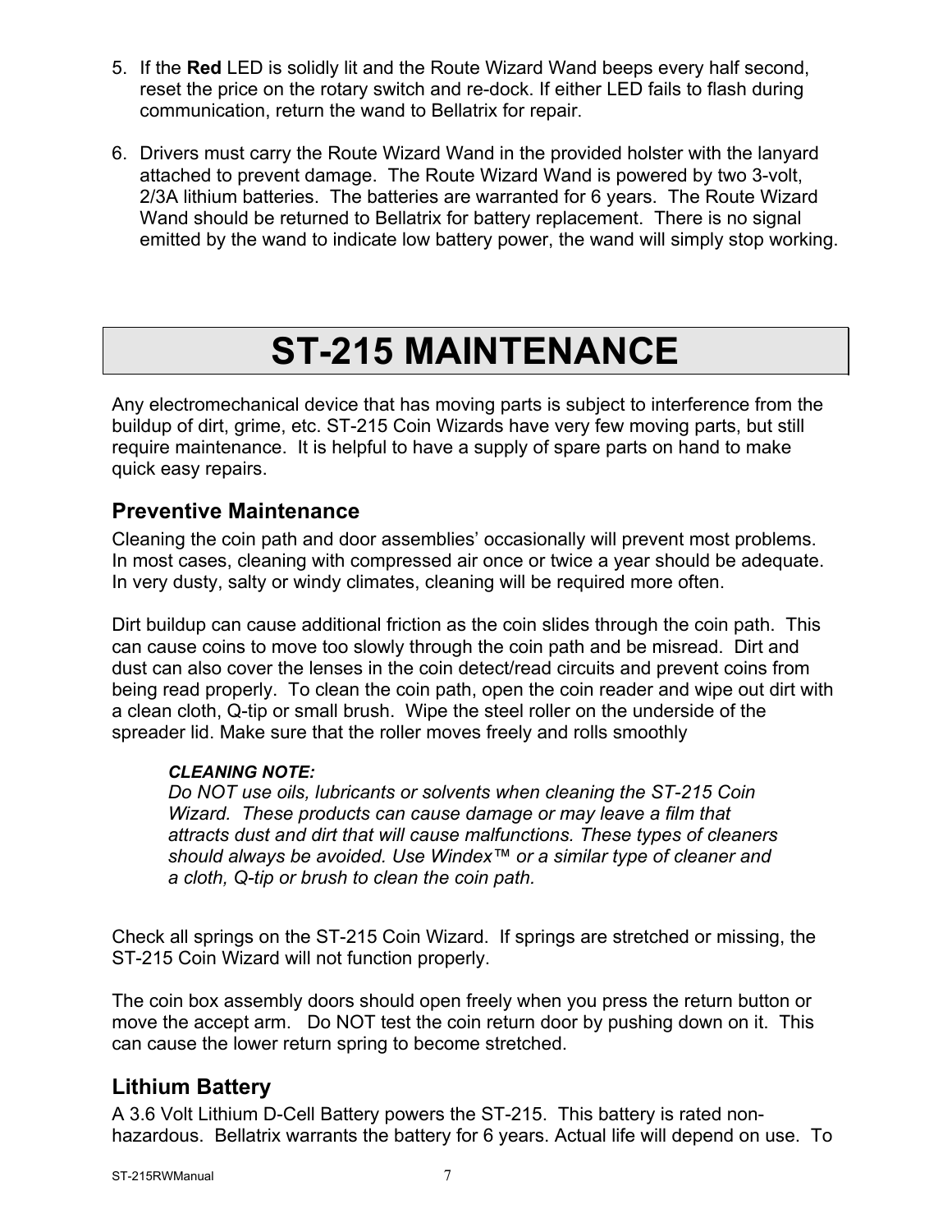5. If the **Red** LED is solidly lit and the Route Wizard Wand beeps every half second, reset the price on the rotary switch and re-dock. If either LED fails to flash during communication, return the wand to Bellatrix for repair.

6. Drivers must carry the Route Wizard Wand in the provided holster with the lanyard attached to prevent damage. The Route Wizard Wand is powered by two 3-volt, 2/3A lithium batteries. The batteries are warranted for 6 years. The Route Wizard Wand should be returned to Bellatrix for battery replacement. There is no signal emitted by the wand to indicate low battery power, the wand will simply stop working.

# ST-215 MAINTENANCE

Any electromechanical device that has moving parts is subject to interference from the buildup of dirt, grime, etc. ST-215 Coin Wizards have very few moving parts, but still require maintenance. It is helpful to have a supply of spare parts on hand to make quick easy repairs.

## Preventive Maintenance

Cleaning the coin path and door assemblies' occasionally will prevent most problems. In most cases, cleaning with compressed air once or twice a year should be adequate. In very dusty, salty or windy climates, cleaning will be required more often.

Dirt buildup can cause additional friction as the coin slides through the coin path. This can cause coins to move too slowly through the coin path and be misread. Dirt and dust can also cover the lenses in the coin detect/read circuits and prevent coins from being read properly. To clean the coin path, open the coin reader and wipe out dirt with a clean cloth, Q-tip or small brush. Wipe the steel roller on the underside of the spreader lid. Make sure that the roller moves freely and rolls smoothly

> ***CLEANING NOTE:***
> *Do NOT use oils, lubricants or solvents when cleaning the ST-215 Coin Wizard. These products can cause damage or may leave a film that attracts dust and dirt that will cause malfunctions. These types of cleaners should always be avoided. Use Windex™ or a similar type of cleaner and a cloth, Q-tip or brush to clean the coin path.*

Check all springs on the ST-215 Coin Wizard. If springs are stretched or missing, the ST-215 Coin Wizard will not function properly.

The coin box assembly doors should open freely when you press the return button or move the accept arm. Do NOT test the coin return door by pushing down on it. This can cause the lower return spring to become stretched.

## Lithium Battery

A 3.6 Volt Lithium D-Cell Battery powers the ST-215. This battery is rated non-hazardous. Bellatrix warrants the battery for 6 years. Actual life will depend on use. To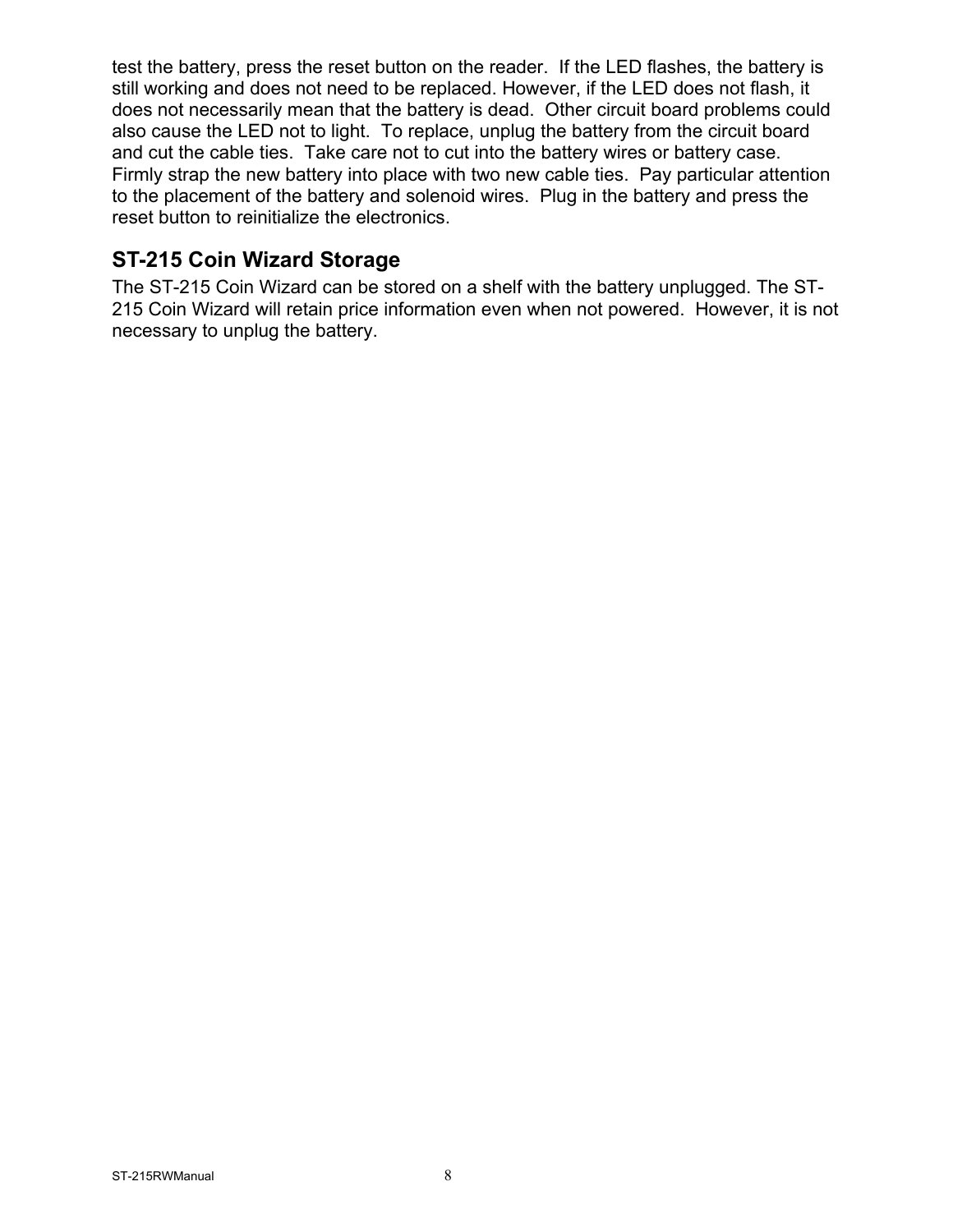test the battery, press the reset button on the reader. If the LED flashes, the battery is still working and does not need to be replaced. However, if the LED does not flash, it does not necessarily mean that the battery is dead. Other circuit board problems could also cause the LED not to light. To replace, unplug the battery from the circuit board and cut the cable ties. Take care not to cut into the battery wires or battery case. Firmly strap the new battery into place with two new cable ties. Pay particular attention to the placement of the battery and solenoid wires. Plug in the battery and press the reset button to reinitialize the electronics.

## ST-215 Coin Wizard Storage

The ST-215 Coin Wizard can be stored on a shelf with the battery unplugged. The ST-215 Coin Wizard will retain price information even when not powered. However, it is not necessary to unplug the battery.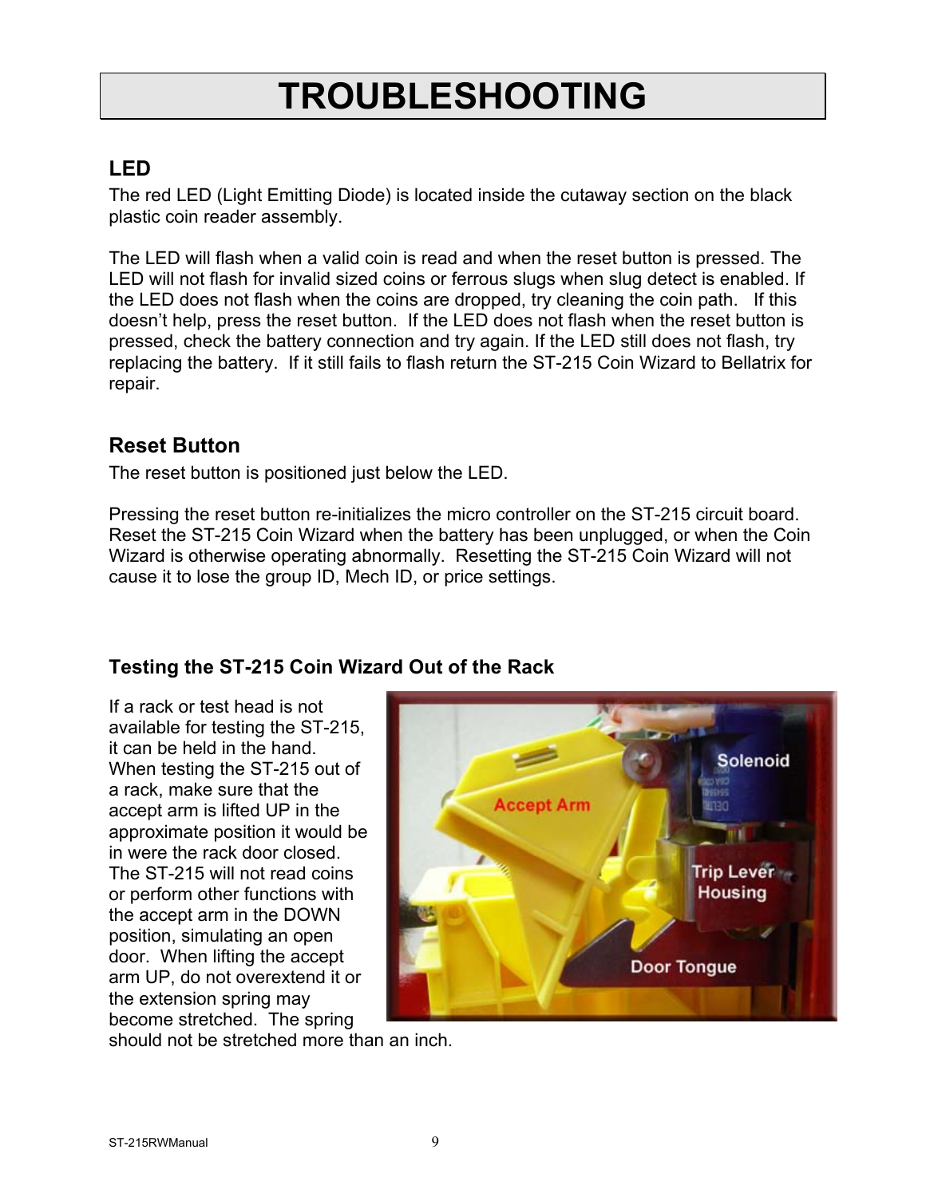# TROUBLESHOOTING

## LED

The red LED (Light Emitting Diode) is located inside the cutaway section on the black plastic coin reader assembly.

The LED will flash when a valid coin is read and when the reset button is pressed. The LED will not flash for invalid sized coins or ferrous slugs when slug detect is enabled. If the LED does not flash when the coins are dropped, try cleaning the coin path. If this doesn't help, press the reset button. If the LED does not flash when the reset button is pressed, check the battery connection and try again. If the LED still does not flash, try replacing the battery. If it still fails to flash return the ST-215 Coin Wizard to Bellatrix for repair.

## Reset Button

The reset button is positioned just below the LED.

Pressing the reset button re-initializes the micro controller on the ST-215 circuit board. Reset the ST-215 Coin Wizard when the battery has been unplugged, or when the Coin Wizard is otherwise operating abnormally. Resetting the ST-215 Coin Wizard will not cause it to lose the group ID, Mech ID, or price settings.

## Testing the ST-215 Coin Wizard Out of the Rack

If a rack or test head is not available for testing the ST-215, it can be held in the hand. When testing the ST-215 out of a rack, make sure that the accept arm is lifted UP in the approximate position it would be in were the rack door closed. The ST-215 will not read coins or perform other functions with the accept arm in the DOWN position, simulating an open door. When lifting the accept arm UP, do not overextend it or the extension spring may become stretched. The spring should not be stretched more than an inch.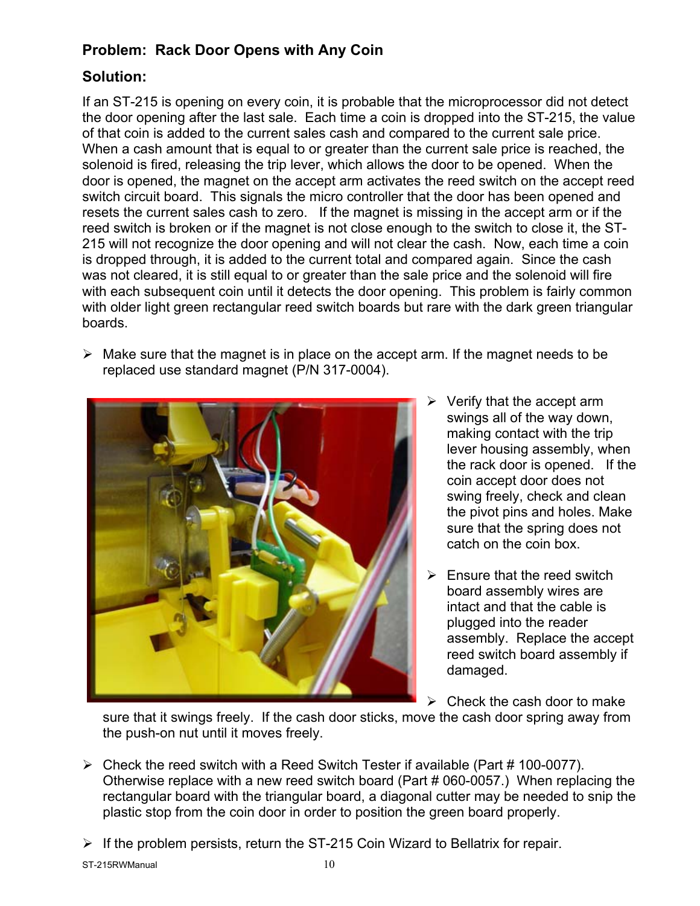### Problem: Rack Door Opens with Any Coin

### Solution:

If an ST-215 is opening on every coin, it is probable that the microprocessor did not detect the door opening after the last sale. Each time a coin is dropped into the ST-215, the value of that coin is added to the current sales cash and compared to the current sale price. When a cash amount that is equal to or greater than the current sale price is reached, the solenoid is fired, releasing the trip lever, which allows the door to be opened. When the door is opened, the magnet on the accept arm activates the reed switch on the accept reed switch circuit board. This signals the micro controller that the door has been opened and resets the current sales cash to zero. If the magnet is missing in the accept arm or if the reed switch is broken or if the magnet is not close enough to the switch to close it, the ST-215 will not recognize the door opening and will not clear the cash. Now, each time a coin is dropped through, it is added to the current total and compared again. Since the cash was not cleared, it is still equal to or greater than the sale price and the solenoid will fire with each subsequent coin until it detects the door opening. This problem is fairly common with older light green rectangular reed switch boards but rare with the dark green triangular boards.

- Make sure that the magnet is in place on the accept arm. If the magnet needs to be replaced use standard magnet (P/N 317-0004).
- Verify that the accept arm swings all of the way down, making contact with the trip lever housing assembly, when the rack door is opened. If the coin accept door does not swing freely, check and clean the pivot pins and holes. Make sure that the spring does not catch on the coin box.
- Ensure that the reed switch board assembly wires are intact and that the cable is plugged into the reader assembly. Replace the accept reed switch board assembly if damaged.
- Check the cash door to make sure that it swings freely. If the cash door sticks, move the cash door spring away from the push-on nut until it moves freely.
- Check the reed switch with a Reed Switch Tester if available (Part # 100-0077). Otherwise replace with a new reed switch board (Part # 060-0057.) When replacing the rectangular board with the triangular board, a diagonal cutter may be needed to snip the plastic stop from the coin door in order to position the green board properly.
- If the problem persists, return the ST-215 Coin Wizard to Bellatrix for repair.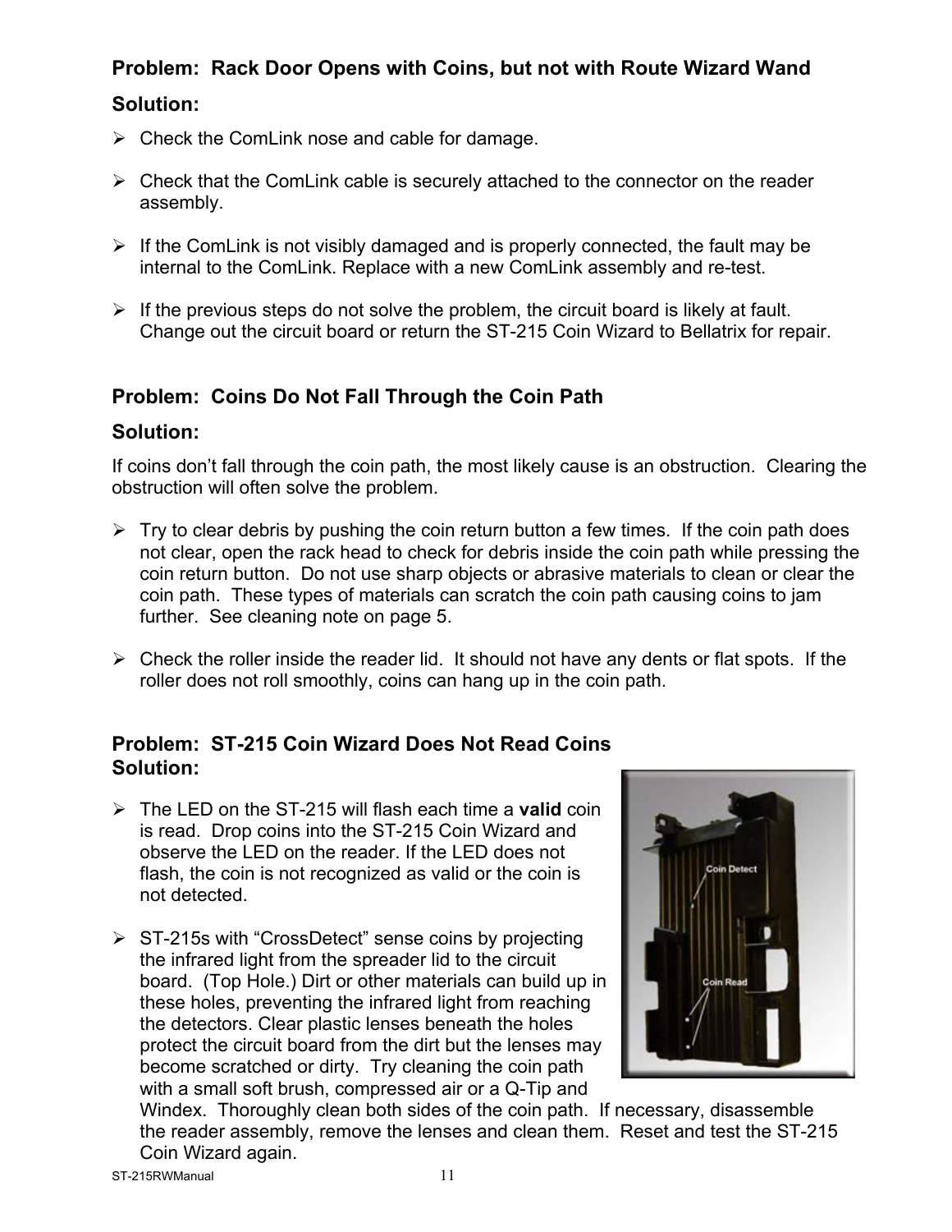## Problem:  Rack Door Opens with Coins, but not with Route Wizard Wand

### Solution:

- Check the ComLink nose and cable for damage.
- Check that the ComLink cable is securely attached to the connector on the reader assembly.
- If the ComLink is not visibly damaged and is properly connected, the fault may be internal to the ComLink. Replace with a new ComLink assembly and re-test.
- If the previous steps do not solve the problem, the circuit board is likely at fault. Change out the circuit board or return the ST-215 Coin Wizard to Bellatrix for repair.

## Problem:  Coins Do Not Fall Through the Coin Path

### Solution:

If coins don't fall through the coin path, the most likely cause is an obstruction.  Clearing the obstruction will often solve the problem.

- Try to clear debris by pushing the coin return button a few times.  If the coin path does not clear, open the rack head to check for debris inside the coin path while pressing the coin return button.  Do not use sharp objects or abrasive materials to clean or clear the coin path.  These types of materials can scratch the coin path causing coins to jam further.  See cleaning note on page 5.
- Check the roller inside the reader lid.  It should not have any dents or flat spots.  If the roller does not roll smoothly, coins can hang up in the coin path.

## Problem:  ST-215 Coin Wizard Does Not Read Coins

### Solution:

- The LED on the ST-215 will flash each time a **valid** coin is read.  Drop coins into the ST-215 Coin Wizard and observe the LED on the reader. If the LED does not flash, the coin is not recognized as valid or the coin is not detected.
- ST-215s with "CrossDetect" sense coins by projecting the infrared light from the spreader lid to the circuit board.  (Top Hole.) Dirt or other materials can build up in these holes, preventing the infrared light from reaching the detectors. Clear plastic lenses beneath the holes protect the circuit board from the dirt but the lenses may become scratched or dirty.  Try cleaning the coin path with a small soft brush, compressed air or a Q-Tip and Windex.  Thoroughly clean both sides of the coin path.  If necessary, disassemble the reader assembly, remove the lenses and clean them.  Reset and test the ST-215 Coin Wizard again.

Coin Detect

Coin Read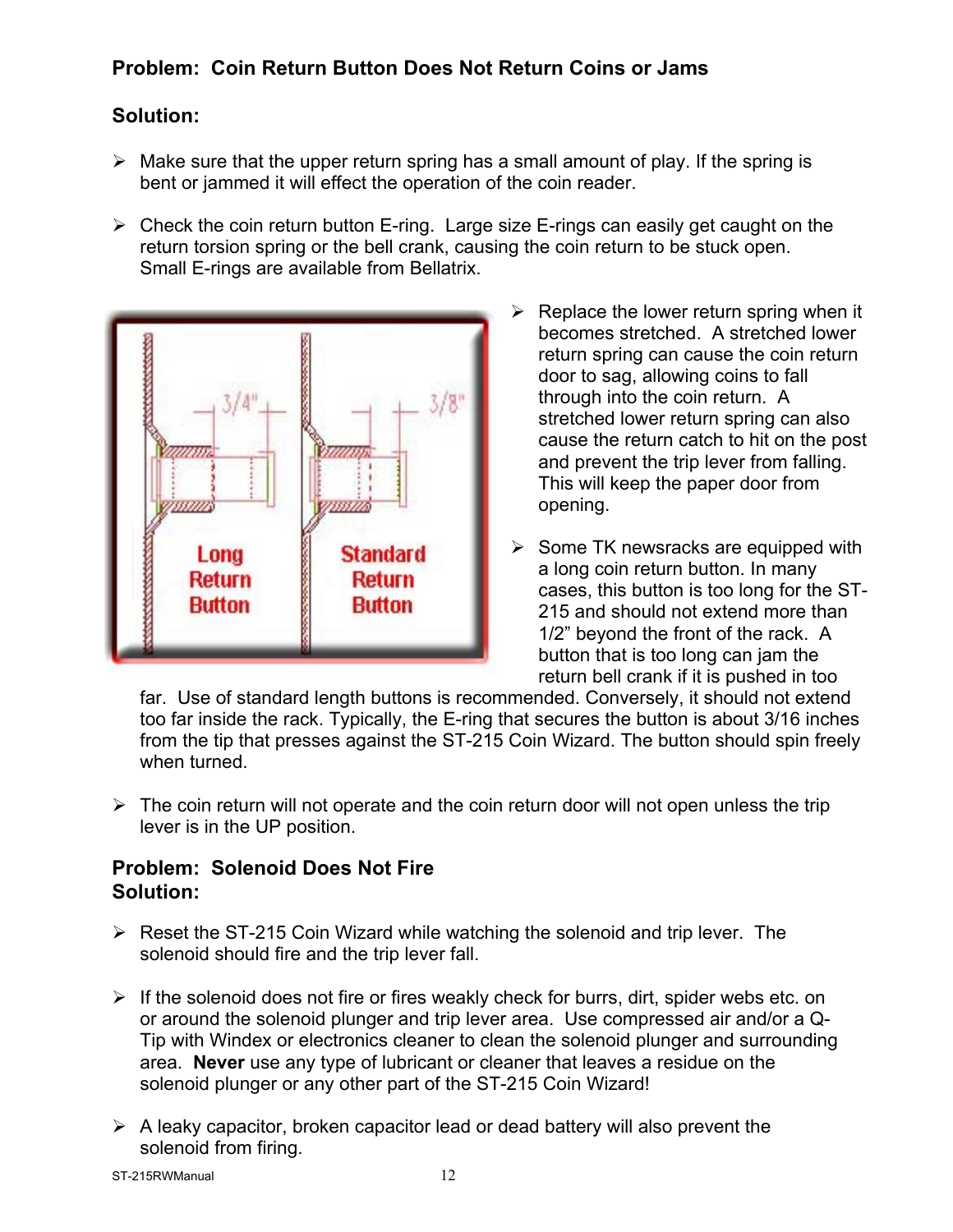**Problem: Coin Return Button Does Not Return Coins or Jams**

**Solution:**

- Make sure that the upper return spring has a small amount of play. If the spring is bent or jammed it will effect the operation of the coin reader.
- Check the coin return button E-ring. Large size E-rings can easily get caught on the return torsion spring or the bell crank, causing the coin return to be stuck open. Small E-rings are available from Bellatrix.
- Replace the lower return spring when it becomes stretched. A stretched lower return spring can cause the coin return door to sag, allowing coins to fall through into the coin return. A stretched lower return spring can also cause the return catch to hit on the post and prevent the trip lever from falling. This will keep the paper door from opening.
- Some TK newsracks are equipped with a long coin return button. In many cases, this button is too long for the ST-215 and should not extend more than 1/2" beyond the front of the rack. A button that is too long can jam the return bell crank if it is pushed in too far. Use of standard length buttons is recommended. Conversely, it should not extend too far inside the rack. Typically, the E-ring that secures the button is about 3/16 inches from the tip that presses against the ST-215 Coin Wizard. The button should spin freely when turned.
- The coin return will not operate and the coin return door will not open unless the trip lever is in the UP position.

**Problem: Solenoid Does Not Fire**
**Solution:**

- Reset the ST-215 Coin Wizard while watching the solenoid and trip lever. The solenoid should fire and the trip lever fall.
- If the solenoid does not fire or fires weakly check for burrs, dirt, spider webs etc. on or around the solenoid plunger and trip lever area. Use compressed air and/or a Q-Tip with Windex or electronics cleaner to clean the solenoid plunger and surrounding area. **Never** use any type of lubricant or cleaner that leaves a residue on the solenoid plunger or any other part of the ST-215 Coin Wizard!
- A leaky capacitor, broken capacitor lead or dead battery will also prevent the solenoid from firing.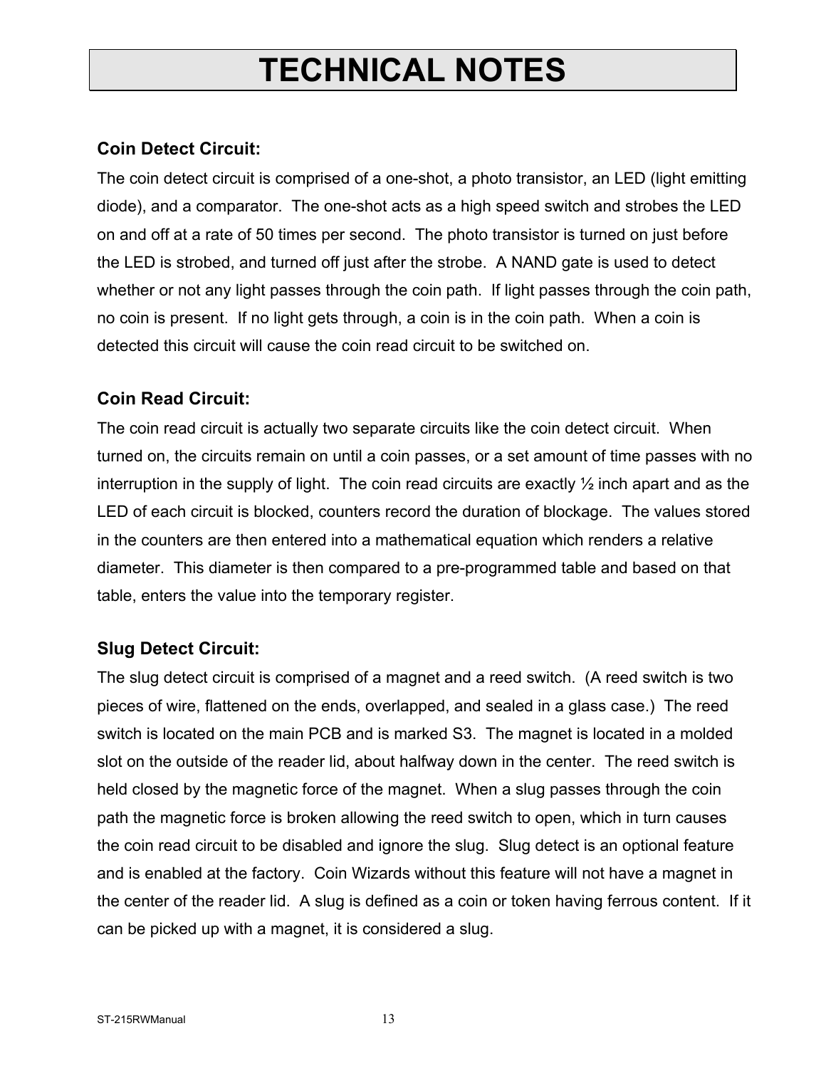# TECHNICAL NOTES

### Coin Detect Circuit:

The coin detect circuit is comprised of a one-shot, a photo transistor, an LED (light emitting diode), and a comparator. The one-shot acts as a high speed switch and strobes the LED on and off at a rate of 50 times per second. The photo transistor is turned on just before the LED is strobed, and turned off just after the strobe. A NAND gate is used to detect whether or not any light passes through the coin path. If light passes through the coin path, no coin is present. If no light gets through, a coin is in the coin path. When a coin is detected this circuit will cause the coin read circuit to be switched on.

### Coin Read Circuit:

The coin read circuit is actually two separate circuits like the coin detect circuit. When turned on, the circuits remain on until a coin passes, or a set amount of time passes with no interruption in the supply of light. The coin read circuits are exactly ½ inch apart and as the LED of each circuit is blocked, counters record the duration of blockage. The values stored in the counters are then entered into a mathematical equation which renders a relative diameter. This diameter is then compared to a pre-programmed table and based on that table, enters the value into the temporary register.

### Slug Detect Circuit:

The slug detect circuit is comprised of a magnet and a reed switch. (A reed switch is two pieces of wire, flattened on the ends, overlapped, and sealed in a glass case.) The reed switch is located on the main PCB and is marked S3. The magnet is located in a molded slot on the outside of the reader lid, about halfway down in the center. The reed switch is held closed by the magnetic force of the magnet. When a slug passes through the coin path the magnetic force is broken allowing the reed switch to open, which in turn causes the coin read circuit to be disabled and ignore the slug. Slug detect is an optional feature and is enabled at the factory. Coin Wizards without this feature will not have a magnet in the center of the reader lid. A slug is defined as a coin or token having ferrous content. If it can be picked up with a magnet, it is considered a slug.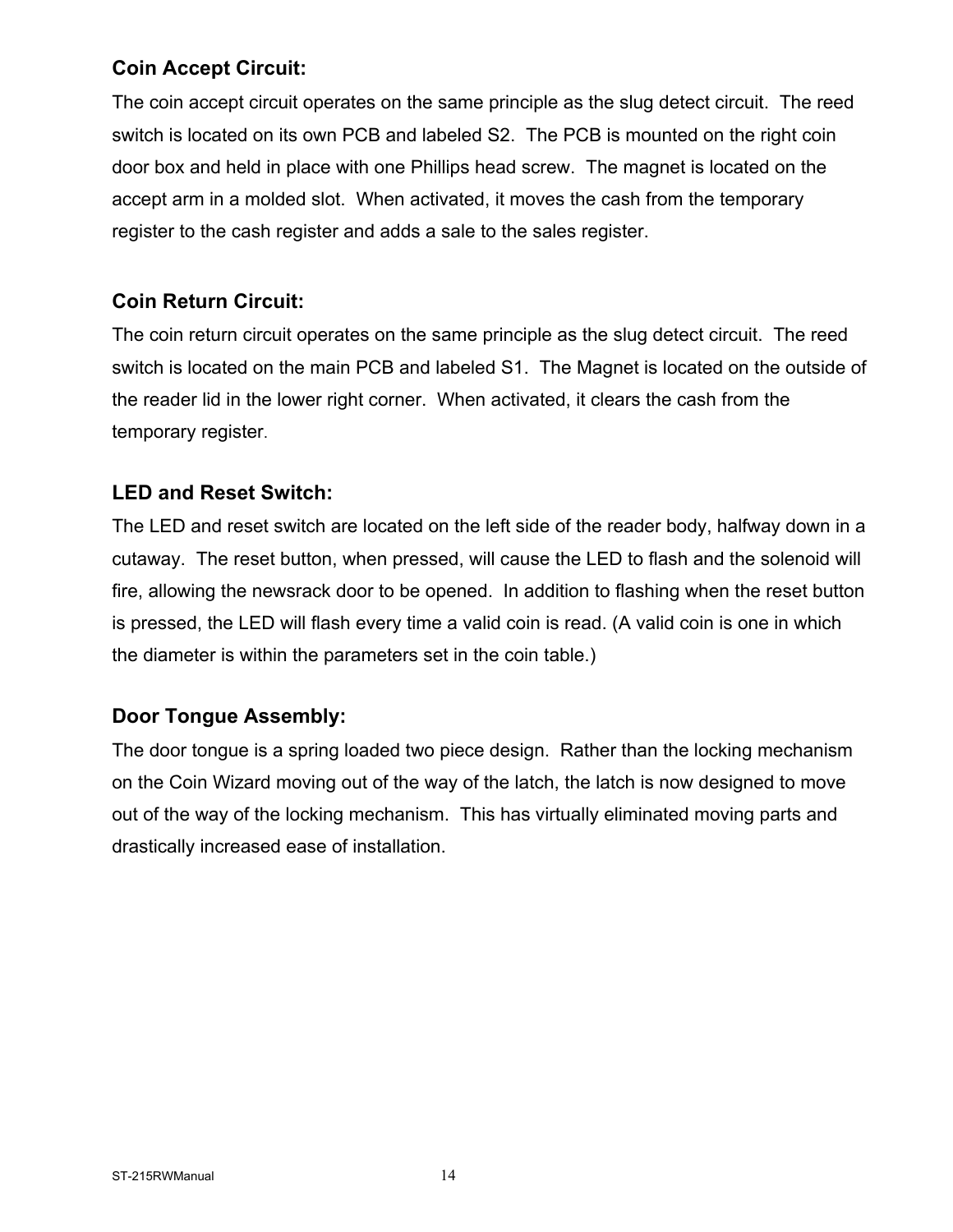### Coin Accept Circuit:

The coin accept circuit operates on the same principle as the slug detect circuit. The reed switch is located on its own PCB and labeled S2. The PCB is mounted on the right coin door box and held in place with one Phillips head screw. The magnet is located on the accept arm in a molded slot. When activated, it moves the cash from the temporary register to the cash register and adds a sale to the sales register.

### Coin Return Circuit:

The coin return circuit operates on the same principle as the slug detect circuit. The reed switch is located on the main PCB and labeled S1. The Magnet is located on the outside of the reader lid in the lower right corner. When activated, it clears the cash from the temporary register.

### LED and Reset Switch:

The LED and reset switch are located on the left side of the reader body, halfway down in a cutaway. The reset button, when pressed, will cause the LED to flash and the solenoid will fire, allowing the newsrack door to be opened. In addition to flashing when the reset button is pressed, the LED will flash every time a valid coin is read. (A valid coin is one in which the diameter is within the parameters set in the coin table.)

### Door Tongue Assembly:

The door tongue is a spring loaded two piece design. Rather than the locking mechanism on the Coin Wizard moving out of the way of the latch, the latch is now designed to move out of the way of the locking mechanism. This has virtually eliminated moving parts and drastically increased ease of installation.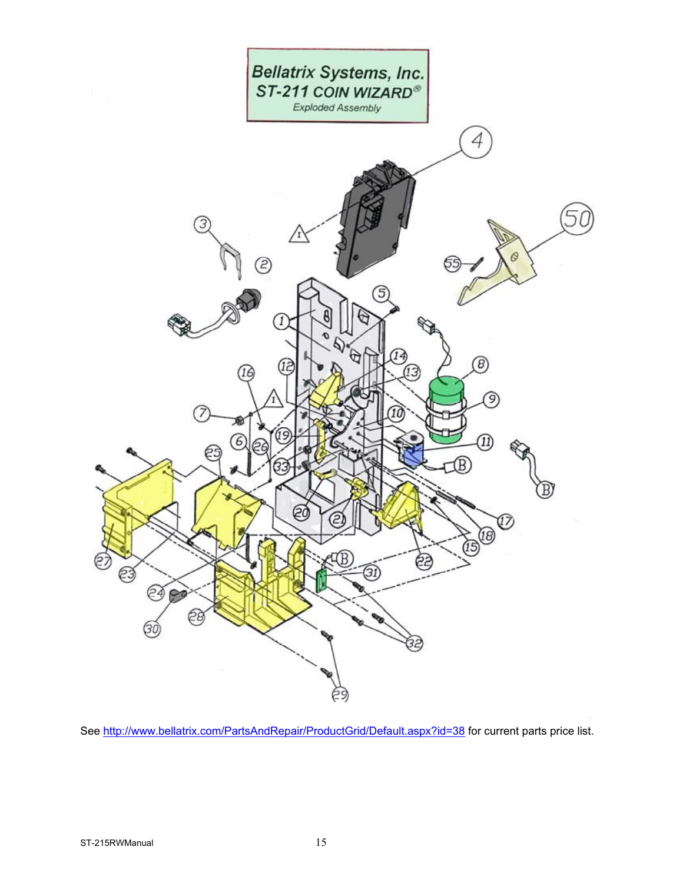**Bellatrix Systems, Inc.**
**ST-211 COIN WIZARD®**
*Exploded Assembly*

4 50 3 2 55 5 1 14 12 16 13 8 7 1 9 10 19 6 26 11 25 33 B B 17 20 21 18 27 15 22 23 B 31 24 30 28 32 29

See http://www.bellatrix.com/PartsAndRepair/ProductGrid/Default.aspx?id=38 for current parts price list.